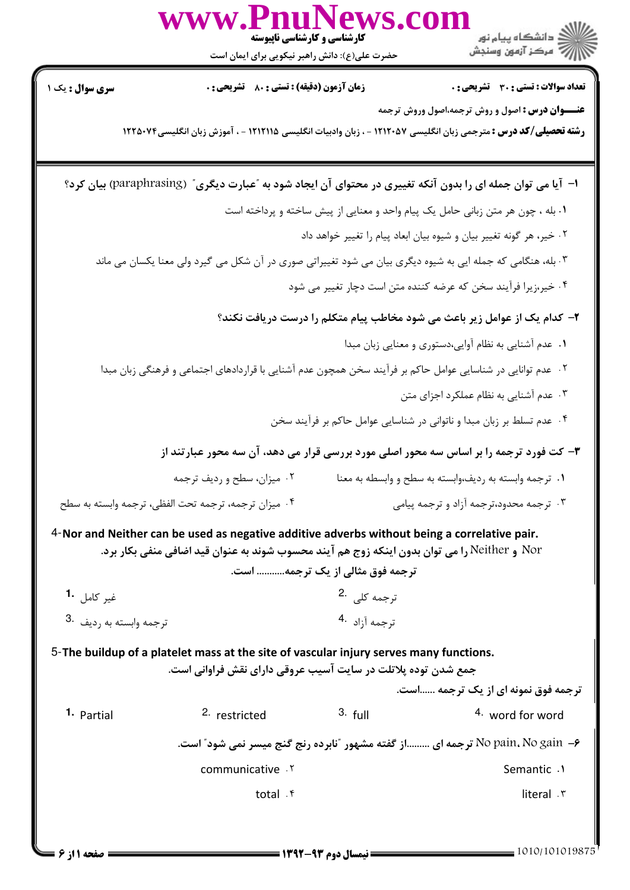کارشناسی و کارشناسی ناپیوسته

حضرت علی(ع): دانش راهبر نیکویی برای ایمان است

دانشگاه پیام نور
مرکز آزمون وسنجش

**سری سوال :** یک ۱

**زمان آزمون (دقیقه) : تستی : ۸۰ تشریحی : ۰**

**تعداد سوالات : تستی : ۳۰ تشریحی : ۰**

**عنـــوان درس :** اصول و روش ترجمه،اصول وروش ترجمه

**رشته تحصیلی/کد درس :** مترجمی زبان انگلیسی ۱۲۱۲۰۵۷ - ، زبان وادبیات انگلیسی ۱۲۱۲۱۱۵ - ، آموزش زبان انگلیسی۱۲۲۵۰۷۴

**۱- آیا می توان جمله ای را بدون آنکه تغییری در محتوای آن ایجاد شود به "عبارت دیگری" (paraphrasing) بیان کرد؟**

۱. بله ، چون هر متن زبانی حامل یک پیام واحد و معنایی از پیش ساخته و پرداخته است

۲. خیر، هر گونه تغییر بیان و شیوه بیان ابعاد پیام را تغییر خواهد داد

۳. بله، هنگامی که جمله ایی به شیوه دیگری بیان می شود تغییراتی صوری در آن شکل می گیرد ولی معنا یکسان می ماند

۴. خیر،زیرا فرآیند سخن که عرضه کننده متن است دچار تغییر می شود

**۲- کدام یک از عوامل زیر باعث می شود مخاطب پیام متکلم را درست دریافت نکند؟**

۱. عدم آشنایی به نظام آوایی،دستوری و معنایی زبان مبدا

۲. عدم توانایی در شناسایی عوامل حاکم بر فرآیند سخن همچون عدم آشنایی با قراردادهای اجتماعی و فرهنگی زبان مبدا

۳. عدم آشنایی به نظام عملکرد اجزای متن

۴. عدم تسلط بر زبان مبدا و ناتوانی در شناسایی عوامل حاکم بر فرآیند سخن

**۳- کت فورد ترجمه را بر اساس سه محور اصلی مورد بررسی قرار می دهد، آن سه محور عبارتند از**

۱. ترجمه وابسته به ردیف،وابسته به سطح و وابسطه به معنا

۲. میزان، سطح و ردیف ترجمه

۳. ترجمه محدود،ترجمه آزاد و ترجمه پیامی

۴. میزان ترجمه، ترجمه تحت اللفظی، ترجمه وابسته به سطح

**4-Nor and Neither can be used as negative additive adverbs without being a correlative pair.**

**Nor و Neither را می توان بدون اینکه زوج هم آیند محسوب شوند به عنوان قید اضافی منفی بکار برد.**

**ترجمه فوق مثالی از یک ترجمه........... است.**

1. غیر کامل

2. ترجمه کلی

3. ترجمه وابسته به ردیف

4. ترجمه آزاد

**5-The buildup of a platelet mass at the site of vascular injury serves many functions.**

**جمع شدن توده پلاتلت در سایت آسیب عروقی دارای نقش فراوانی است.**

**ترجمه فوق نمونه ای از یک ترجمه ......است.**

1. Partial
2. restricted
3. full
4. word for word

**۶- No pain, No gain ترجمه ای .........از گفته مشهور "نابرده رنج گنج میسر نمی شود" است.**

۱. Semantic

۲. communicative

۳. literal

۴. total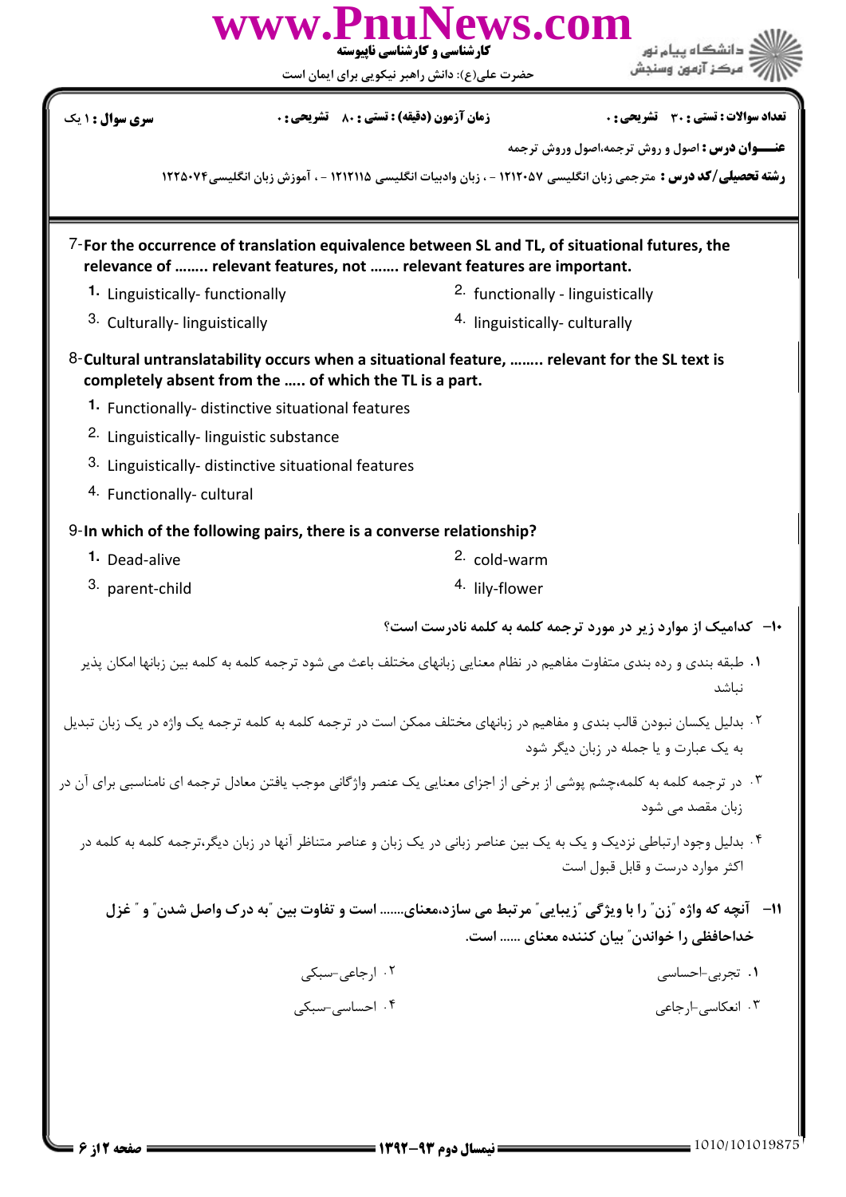**سری سوال :** ۱ یک

**زمان آزمون (دقیقه) : تستی :** ۸۰ **تشریحی :** ۰

**تعداد سوالات : تستی :** ۳۰ **تشریحی :** ۰

**عنـــوان درس :** اصول و روش ترجمه،اصول وروش ترجمه

**رشته تحصیلی/کد درس :** مترجمی زبان انگلیسی ۱۲۱۲۰۵۷ - ، زبان وادبیات انگلیسی ۱۲۱۲۱۱۵ - ، آموزش زبان انگلیسی ۱۲۲۵۰۷۴

7- **For the occurrence of translation equivalence between SL and TL, of situational futures, the relevance of …….. relevant features, not ……. relevant features are important.**

1. Linguistically- functionally
2. functionally - linguistically
3. Culturally- linguistically
4. linguistically- culturally

8- **Cultural untranslatability occurs when a situational feature, …….. relevant for the SL text is completely absent from the ….. of which the TL is a part.**

1. Functionally- distinctive situational features
2. Linguistically- linguistic substance
3. Linguistically- distinctive situational features
4. Functionally- cultural

9- **In which of the following pairs, there is a converse relationship?**

1. Dead-alive
2. cold-warm
3. parent-child
4. lily-flower

۱۰- **کدامیک از موارد زیر در مورد ترجمه کلمه به کلمه نادرست است؟**

۱. طبقه بندی و رده بندی متفاوت مفاهیم در نظام معنایی زبانهای مختلف باعث می شود ترجمه کلمه به کلمه بین زبانها امکان پذیر نباشد

۲. بدلیل یکسان نبودن قالب بندی و مفاهیم در زبانهای مختلف ممکن است در ترجمه کلمه به کلمه ترجمه یک واژه در یک زبان تبدیل به یک عبارت و یا جمله در زبان دیگر شود

۳. در ترجمه کلمه به کلمه،چشم پوشی از برخی از اجزای معنایی یک عنصر واژگانی موجب یافتن معادل ترجمه ای نامناسبی برای آن در زبان مقصد می شود

۴. بدلیل وجود ارتباطی نزدیک و یک به یک بین عناصر زبانی در یک زبان و عناصر متناظر آنها در زبان دیگر،ترجمه کلمه به کلمه در اکثر موارد درست و قابل قبول است

۱۱- **آنچه که واژه "زن" را با ویژگی "زیبایی" مرتبط می سازد،معنای……. است و تفاوت بین "به درک واصل شدن" و " غزل خداحافظی را خواندن" بیان کننده معنای …… است.**

۱. تجربی-احساسی
۲. ارجاعی-سبکی
۳. انعکاسی-ارجاعی
۴. احساسی-سبکی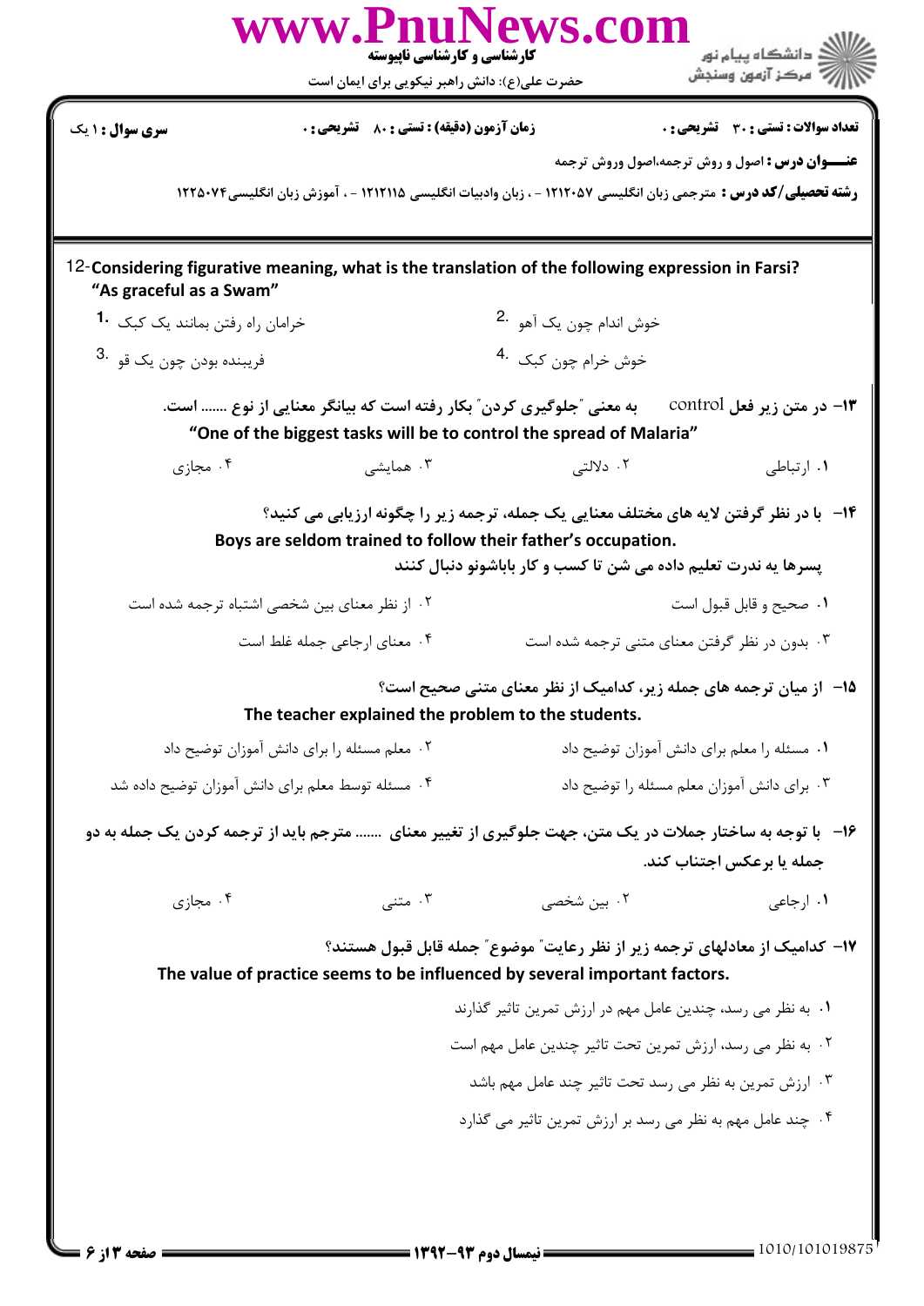12- **Considering figurative meaning, what is the translation of the following expression in Farsi?**
**"As graceful as a Swam"**

1. خرامان راه رفتن بمانند یک کبک
2. خوش اندام چون یک آهو
3. فریبنده بودن چون یک قو
4. خوش خرام چون کبک

۱۳- **در متن زیر فعل control به معنی "جلوگیری کردن" بکار رفته است که بیانگر معنایی از نوع ....... است.**
**"One of the biggest tasks will be to control the spread of Malaria"**

۱. ارتباطی
۲. دلالتی
۳. همایشی
۴. مجازی

۱۴- **با در نظر گرفتن لایه های مختلف معنایی یک جمله، ترجمه زیر را چگونه ارزیابی می کنید؟**
**Boys are seldom trained to follow their father's occupation.**
**پسرها به ندرت تعلیم داده می شن تا کسب و کار باباشونو دنبال کنند**

۱. صحیح و قابل قبول است
۲. از نظر معنای بین شخصی اشتباه ترجمه شده است
۳. بدون در نظر گرفتن معنای متنی ترجمه شده است
۴. معنای ارجاعی جمله غلط است

۱۵- **از میان ترجمه های جمله زیر، کدامیک از نظر معنای متنی صحیح است؟**
**The teacher explained the problem to the students.**

۱. مسئله را معلم برای دانش آموزان توضیح داد
۲. معلم مسئله را برای دانش آموزان توضیح داد
۳. برای دانش آموزان معلم مسئله را توضیح داد
۴. مسئله توسط معلم برای دانش آموزان توضیح داده شد

۱۶- **با توجه به ساختار جملات در یک متن، جهت جلوگیری از تغییر معنای ....... مترجم باید از ترجمه کردن یک جمله به دو جمله یا برعکس اجتناب کند.**

۱. ارجاعی
۲. بین شخصی
۳. متنی
۴. مجازی

۱۷- **کدامیک از معادلهای ترجمه زیر از نظر رعایت "موضوع" جمله قابل قبول هستند؟**
**The value of practice seems to be influenced by several important factors.**

۱. به نظر می رسد، چندین عامل مهم در ارزش تمرین تاثیر گذارند
۲. به نظر می رسد، ارزش تمرین تحت تاثیر چندین عامل مهم است
۳. ارزش تمرین به نظر می رسد تحت تاثیر چند عامل مهم باشد
۴. چند عامل مهم به نظر می رسد بر ارزش تمرین تاثیر می گذارد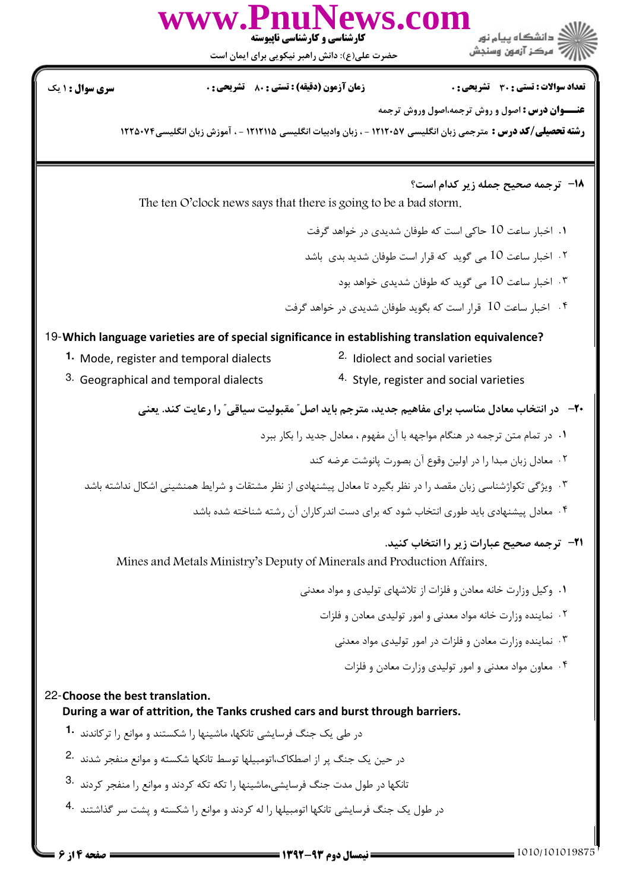۱۸- ترجمه صحیح جمله زیر کدام است؟

The ten O'clock news says that there is going to be a bad storm.

۱. اخبار ساعت 10 حاکی است که طوفان شدیدی در خواهد گرفت

۲. اخبار ساعت 10 می گوید که قرار است طوفان شدید بدی باشد

۳. اخبار ساعت 10 می گوید که طوفان شدیدی خواهد بود

۴. اخبار ساعت 10 قرار است که بگوید طوفان شدیدی در خواهد گرفت

19-**Which language varieties are of special significance in establishing translation equivalence?**

1. Mode, register and temporal dialects
2. Idiolect and social varieties
3. Geographical and temporal dialects
4. Style, register and social varieties

۲۰- در انتخاب معادل مناسب برای مفاهیم جدید، مترجم باید اصل" مقبولیت سیاقی" را رعایت کند. یعنی

۱. در تمام متن ترجمه در هنگام مواجهه با آن مفهوم ، معادل جدید را بکار ببرد

۲. معادل زبان مبدا را در اولین وقوع آن بصورت پانوشت عرضه کند

۳. ویژگی تکواژشناسی زبان مقصد را در نظر بگیرد تا معادل پیشنهادی از نظر مشتقات و شرایط همنشینی اشکال نداشته باشد

۴. معادل پیشنهادی باید طوری انتخاب شود که برای دست اندرکاران آن رشته شناخته شده باشد

۲۱- ترجمه صحیح عبارات زیر را انتخاب کنید.

Mines and Metals Ministry's Deputy of Minerals and Production Affairs.

۱. وکیل وزارت خانه معادن و فلزات از تلاشهای تولیدی و مواد معدنی

۲. نماینده وزارت خانه مواد معدنی و امور تولیدی معادن و فلزات

۳. نماینده وزارت معادن و فلزات در امور تولیدی مواد معدنی

۴. معاون مواد معدنی و امور تولیدی وزارت معادن و فلزات

22-**Choose the best translation.**
**During a war of attrition, the Tanks crushed cars and burst through barriers.**

1. در طی یک جنگ فرسایشی تانکها، ماشینها را شکستند و موانع را ترکاندند

2. در حین یک جنگ پر از اصطکاک،اتومبیلها توسط تانکها شکسته و موانع منفجر شدند

3. تانکها در طول مدت جنگ فرسایشی،ماشینها را تکه تکه کردند و موانع را منفجر کردند

4. در طول یک جنگ فرسایشی تانکها اتومبیلها را له کردند و موانع را شکسته و پشت سر گذاشتند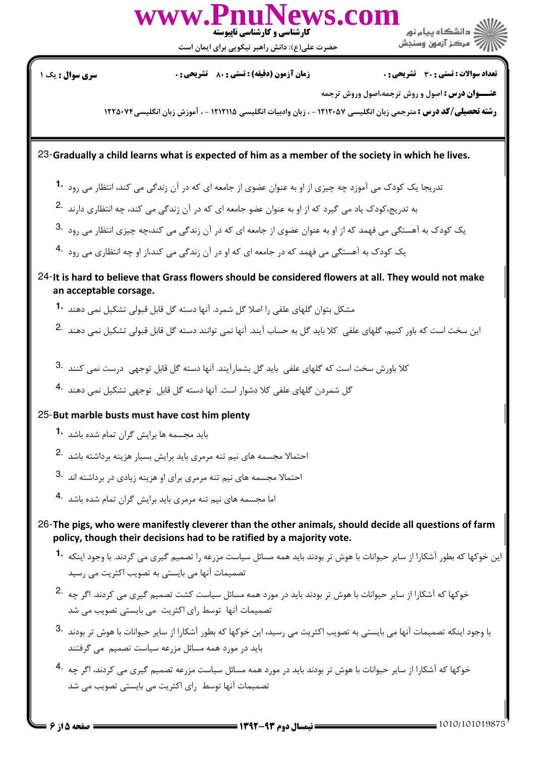**تعداد سوالات : تستی : ۳۰ تشریحی : ۰** | **زمان آزمون (دقیقه) : تستی : ۸۰ تشریحی : ۰** | **سری سوال : یک ۱**

**عنـــوان درس :** اصول و روش ترجمه،اصول وروش ترجمه

**رشته تحصیلی/کد درس :** مترجمی زبان انگلیسی ۱۲۱۲۰۵۷ - ، زبان وادبیات انگلیسی ۱۲۱۲۱۱۵ - ، آموزش زبان انگلیسی۱۲۲۵۰۷۴

23-**Gradually a child learns what is expected of him as a member of the society in which he lives.**

1. تدریجا یک کودک می آموزد چه چیزی از او به عنوان عضوی از جامعه ای که در آن زندگی می کند، انتظار می رود
2. به تدریج،کودک یاد می گیرد که از او به عنوان عضو جامعه ای که در آن زندگی می کند، چه انتظاری دارند
3. یک کودک به آهستگی می فهمد که از او به عنوان عضوی از جامعه ای که در آن زندگی می کند،چه چیزی انتظار می رود
4. یک کودک به آهستگی می فهمد که در جامعه ای که او در آن زندگی می کند،از او چه انتظاری می رود

24-**It is hard to believe that Grass flowers should be considered flowers at all. They would not make an acceptable corsage.**

1. مشکل بتوان گلهای علفی را اصلا گل شمرد. آنها دسته گل قابل قبولی تشکیل نمی دهند
2. این سخت است که باور کنیم، گلهای علفی کلا باید گل به حساب آیند. آنها نمی توانند دسته گل قابل قبولی تشکیل نمی دهند
3. کلا باورش سخت است که گلهای علفی باید گل بشمارآیند. آنها دسته گل قابل توجهی درست نمی کنند
4. گل شمردن گلهای علفی کلا دشوار است. آنها دسته گل قابل توجهی تشکیل نمی دهند

25-**But marble busts must have cost him plenty**

1. باید مجسمه ها برایش گران تمام شده باشد
2. احتمالا مجسمه های نیم تنه مرمری باید برایش بسیار هزینه برداشته باشد
3. احتمالا مجسمه های نیم تنه مرمری برای او هزینه زیادی در برداشته اند
4. اما مجسمه های نیم تنه مرمری باید برایش گران تمام شده باشد

26-**The pigs, who were manifestly cleverer than the other animals, should decide all questions of farm policy, though their decisions had to be ratified by a majority vote.**

1. این خوکها که بطور آشکارا از سایر حیوانات با هوش تر بودند باید همه مسائل سیاست مزرعه را تصمیم گیری می کردند. با وجود اینکه تصمیمات آنها می بایستی به تصویب اکثریت می رسید
2. خوکها که آشکارا از سایر حیوانات با هوش تر بودند باید در مورد همه مسائل سیاست کشت تصمیم گیری می کردند. اگر چه تصمیمات آنها توسط رای اکثریت می بایستی تصویب می شد
3. با وجود اینکه تصمیمات آنها می بایستی به تصویب اکثریت می رسید، این خوکها که بطور آشکارا از سایر حیوانات با هوش تر بودند باید در مورد همه مسائل مزرعه سیاست تصمیم می گرفتند
4. خوکها که آشکارا از سایر حیوانات با هوش تر بودند باید در مورد همه مسائل سیاست مزرعه تصمیم گیری می کردند، اگر چه تصمیمات آنها توسط رای اکثریت می بایستی تصویب می شد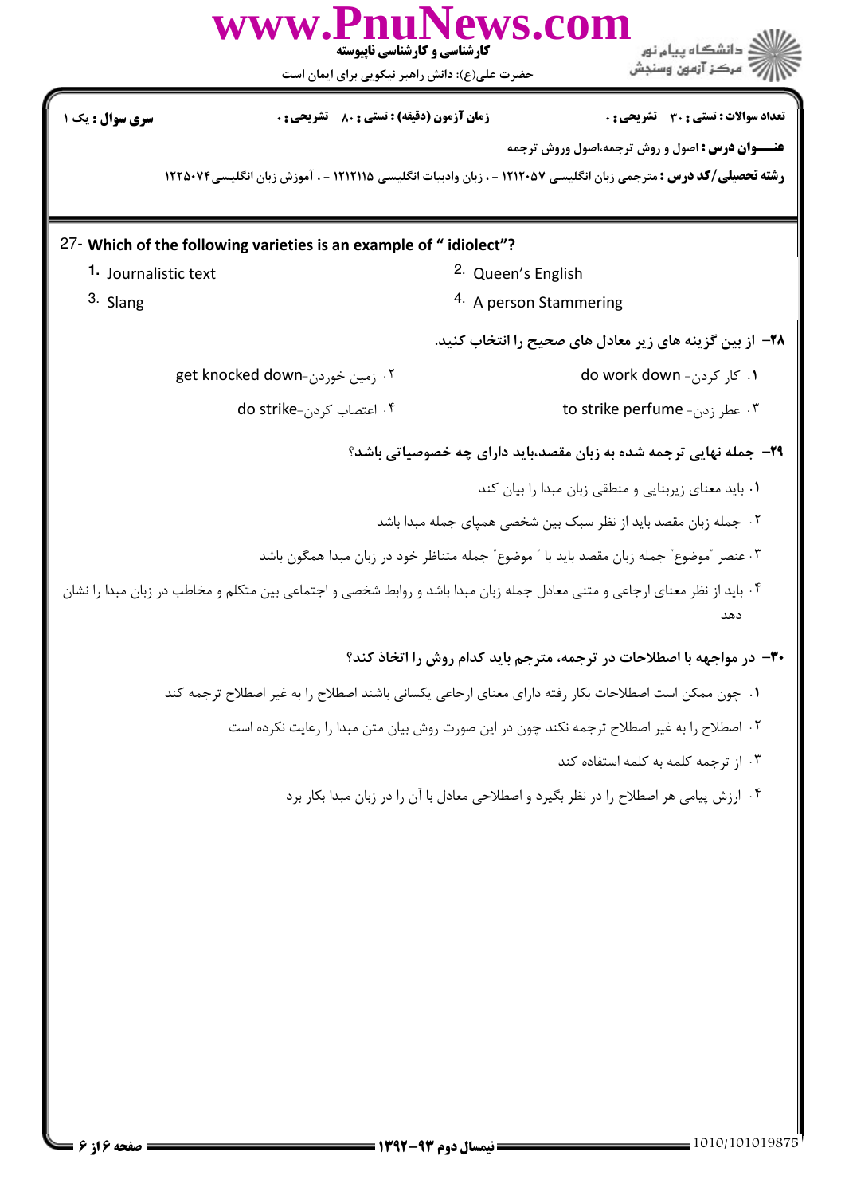27- **Which of the following varieties is an example of " idiolect"?**

1. Journalistic text
2. Queen's English
3. Slang
4. A person Stammering

**۲۸- از بین گزینه های زیر معادل های صحیح را انتخاب کنید.**

۱. کار کردن- do work down
۲. زمین خوردن-get knocked down
۳. عطر زدن- to strike perfume
۴. اعتصاب کردن-do strike

**۲۹- جمله نهایی ترجمه شده به زبان مقصد،باید دارای چه خصوصیاتی باشد؟**

۱. باید معنای زیربنایی و منطقی زبان مبدا را بیان کند
۲. جمله زبان مقصد باید از نظر سبک بین شخصی همپای جمله مبدا باشد
۳. عنصر "موضوع" جمله زبان مقصد باید با " موضوع" جمله متناظر خود در زبان مبدا همگون باشد
۴. باید از نظر معنای ارجاعی و متنی معادل جمله زبان مبدا باشد و روابط شخصی و اجتماعی بین متکلم و مخاطب در زبان مبدا را نشان دهد

**۳۰- در مواجهه با اصطلاحات در ترجمه، مترجم باید کدام روش را اتخاذ کند؟**

۱. چون ممکن است اصطلاحات بکار رفته دارای معنای ارجاعی یکسانی باشند اصطلاح را به غیر اصطلاح ترجمه کند
۲. اصطلاح را به غیر اصطلاح ترجمه نکند چون در این صورت روش بیان متن مبدا را رعایت نکرده است
۳. از ترجمه کلمه به کلمه استفاده کند
۴. ارزش پیامی هر اصطلاح را در نظر بگیرد و اصطلاحی معادل با آن را در زبان مبدا بکار برد